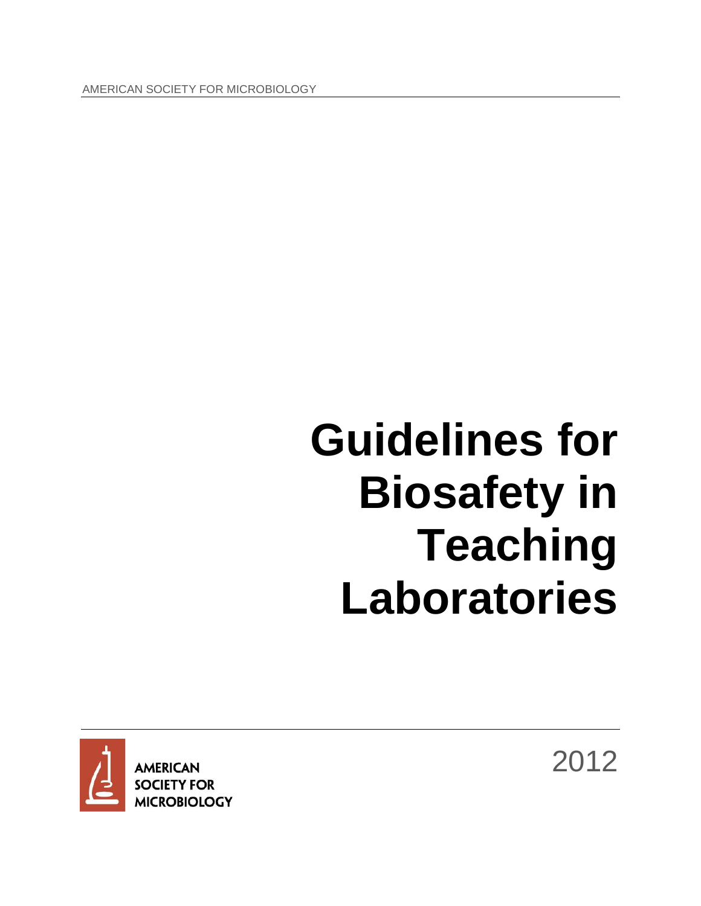AMERICAN SOCIETY FOR MICROBIOLOGY

# Guidelines for Biosafety in Teaching Laboratories

AMERICAN SOCIETY FOR MICROBIOLOGY

2012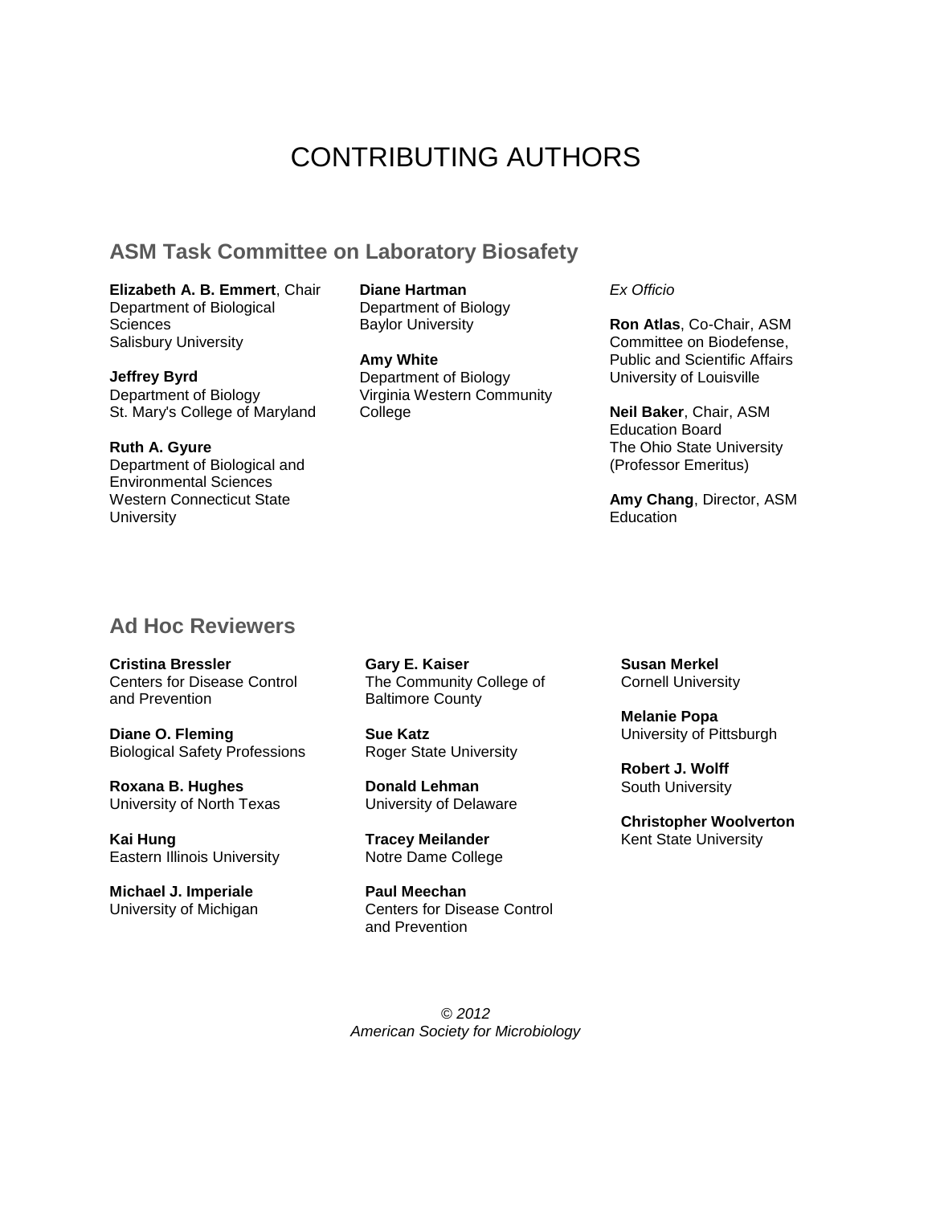# CONTRIBUTING AUTHORS

## ASM Task Committee on Laboratory Biosafety

**Elizabeth A. B. Emmert**, Chair
Department of Biological Sciences
Salisbury University

**Jeffrey Byrd**
Department of Biology
St. Mary's College of Maryland

**Ruth A. Gyure**
Department of Biological and Environmental Sciences
Western Connecticut State University

**Diane Hartman**
Department of Biology
Baylor University

**Amy White**
Department of Biology
Virginia Western Community College

*Ex Officio*

**Ron Atlas**, Co-Chair, ASM Committee on Biodefense, Public and Scientific Affairs
University of Louisville

**Neil Baker**, Chair, ASM Education Board
The Ohio State University (Professor Emeritus)

**Amy Chang**, Director, ASM Education

## Ad Hoc Reviewers

**Cristina Bressler**
Centers for Disease Control and Prevention

**Diane O. Fleming**
Biological Safety Professions

**Roxana B. Hughes**
University of North Texas

**Kai Hung**
Eastern Illinois University

**Michael J. Imperiale**
University of Michigan

**Gary E. Kaiser**
The Community College of Baltimore County

**Sue Katz**
Roger State University

**Donald Lehman**
University of Delaware

**Tracey Meilander**
Notre Dame College

**Paul Meechan**
Centers for Disease Control and Prevention

**Susan Merkel**
Cornell University

**Melanie Popa**
University of Pittsburgh

**Robert J. Wolff**
South University

**Christopher Woolverton**
Kent State University

*© 2012*
*American Society for Microbiology*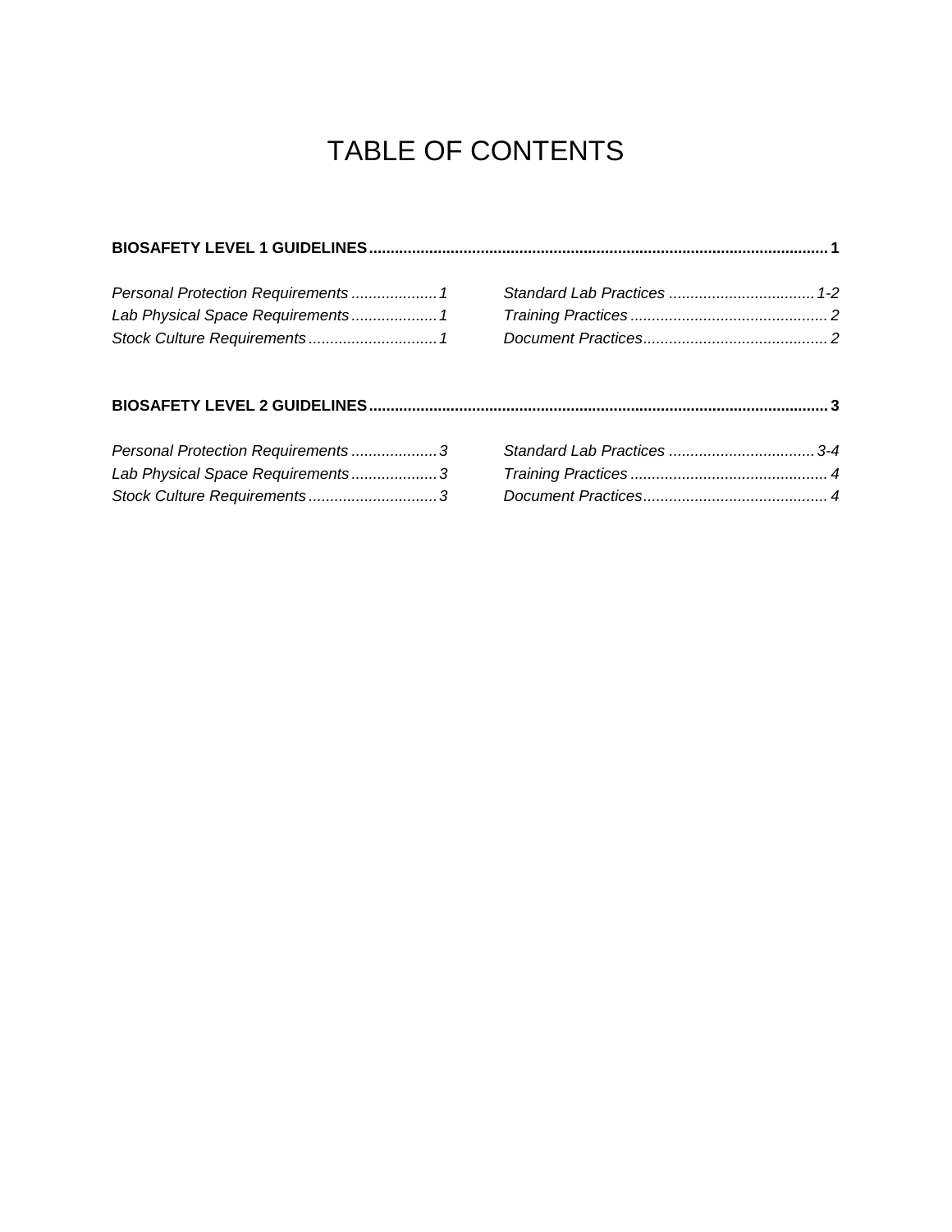# TABLE OF CONTENTS

**BIOSAFETY LEVEL 1 GUIDELINES.......................................................................................................... 1**

*Personal Protection Requirements .................... 1*
*Lab Physical Space Requirements .................... 1*
*Stock Culture Requirements .............................. 1*
*Standard Lab Practices .................................. 1-2*
*Training Practices .............................................. 2*
*Document Practices........................................... 2*

**BIOSAFETY LEVEL 2 GUIDELINES.......................................................................................................... 3**

*Personal Protection Requirements .................... 3*
*Lab Physical Space Requirements .................... 3*
*Stock Culture Requirements .............................. 3*
*Standard Lab Practices .................................. 3-4*
*Training Practices .............................................. 4*
*Document Practices........................................... 4*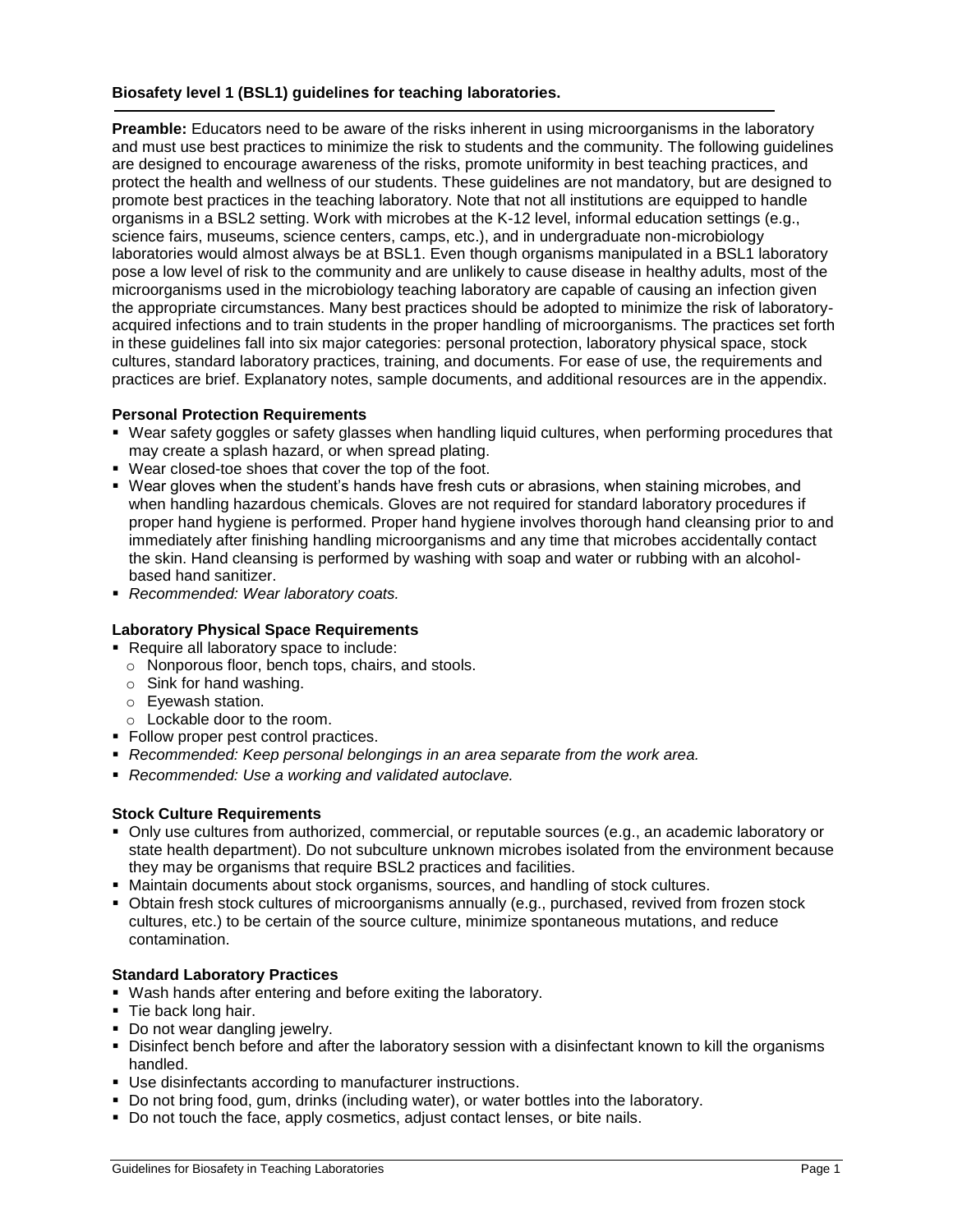### Biosafety level 1 (BSL1) guidelines for teaching laboratories.

**Preamble:** Educators need to be aware of the risks inherent in using microorganisms in the laboratory and must use best practices to minimize the risk to students and the community. The following guidelines are designed to encourage awareness of the risks, promote uniformity in best teaching practices, and protect the health and wellness of our students. These guidelines are not mandatory, but are designed to promote best practices in the teaching laboratory. Note that not all institutions are equipped to handle organisms in a BSL2 setting. Work with microbes at the K-12 level, informal education settings (e.g., science fairs, museums, science centers, camps, etc.), and in undergraduate non-microbiology laboratories would almost always be at BSL1. Even though organisms manipulated in a BSL1 laboratory pose a low level of risk to the community and are unlikely to cause disease in healthy adults, most of the microorganisms used in the microbiology teaching laboratory are capable of causing an infection given the appropriate circumstances. Many best practices should be adopted to minimize the risk of laboratory-acquired infections and to train students in the proper handling of microorganisms. The practices set forth in these guidelines fall into six major categories: personal protection, laboratory physical space, stock cultures, standard laboratory practices, training, and documents. For ease of use, the requirements and practices are brief. Explanatory notes, sample documents, and additional resources are in the appendix.

**Personal Protection Requirements**

- Wear safety goggles or safety glasses when handling liquid cultures, when performing procedures that may create a splash hazard, or when spread plating.
- Wear closed-toe shoes that cover the top of the foot.
- Wear gloves when the student's hands have fresh cuts or abrasions, when staining microbes, and when handling hazardous chemicals. Gloves are not required for standard laboratory procedures if proper hand hygiene is performed. Proper hand hygiene involves thorough hand cleansing prior to and immediately after finishing handling microorganisms and any time that microbes accidentally contact the skin. Hand cleansing is performed by washing with soap and water or rubbing with an alcohol-based hand sanitizer.
- *Recommended: Wear laboratory coats.*

**Laboratory Physical Space Requirements**

- Require all laboratory space to include:
  - Nonporous floor, bench tops, chairs, and stools.
  - Sink for hand washing.
  - Eyewash station.
  - Lockable door to the room.
- Follow proper pest control practices.
- *Recommended: Keep personal belongings in an area separate from the work area.*
- *Recommended: Use a working and validated autoclave.*

**Stock Culture Requirements**

- Only use cultures from authorized, commercial, or reputable sources (e.g., an academic laboratory or state health department). Do not subculture unknown microbes isolated from the environment because they may be organisms that require BSL2 practices and facilities.
- Maintain documents about stock organisms, sources, and handling of stock cultures.
- Obtain fresh stock cultures of microorganisms annually (e.g., purchased, revived from frozen stock cultures, etc.) to be certain of the source culture, minimize spontaneous mutations, and reduce contamination.

**Standard Laboratory Practices**

- Wash hands after entering and before exiting the laboratory.
- Tie back long hair.
- Do not wear dangling jewelry.
- Disinfect bench before and after the laboratory session with a disinfectant known to kill the organisms handled.
- Use disinfectants according to manufacturer instructions.
- Do not bring food, gum, drinks (including water), or water bottles into the laboratory.
- Do not touch the face, apply cosmetics, adjust contact lenses, or bite nails.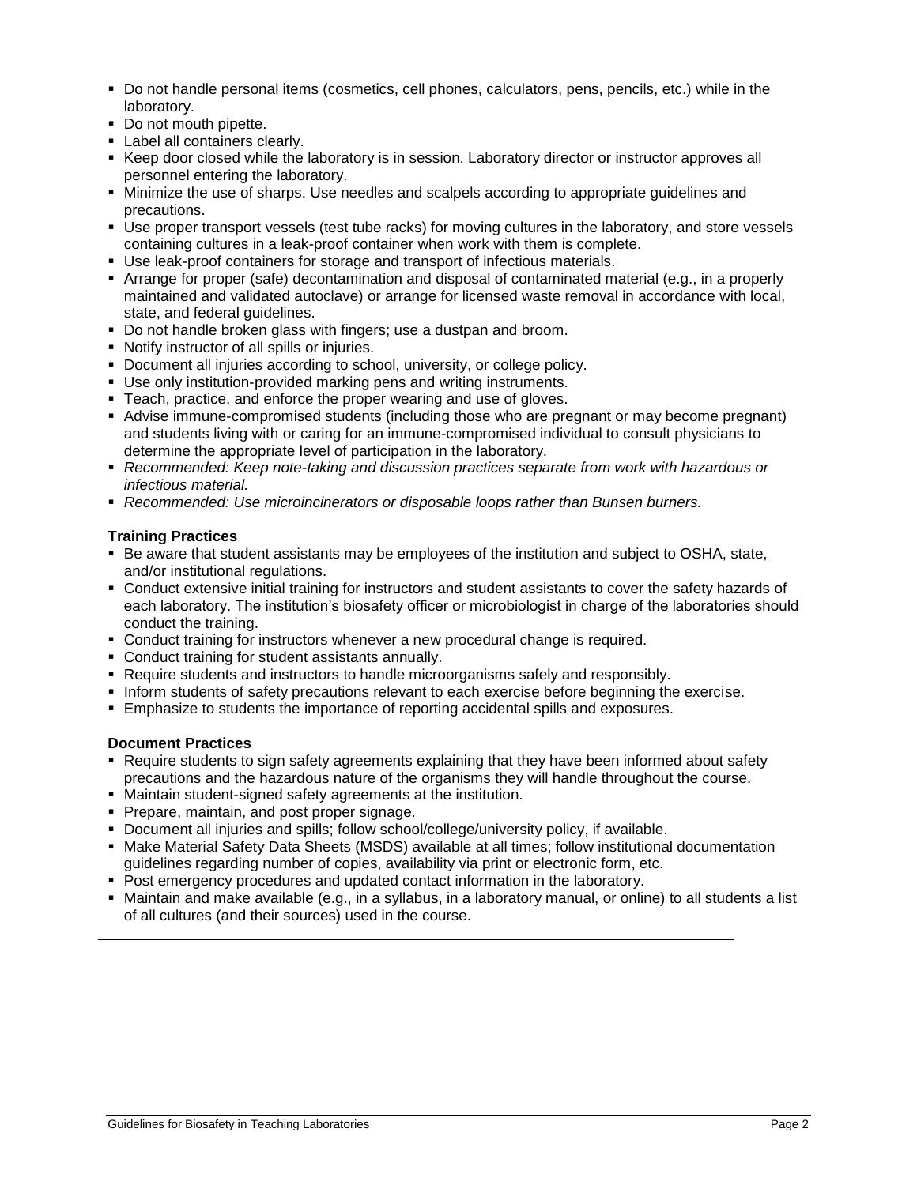- Do not handle personal items (cosmetics, cell phones, calculators, pens, pencils, etc.) while in the laboratory.
- Do not mouth pipette.
- Label all containers clearly.
- Keep door closed while the laboratory is in session. Laboratory director or instructor approves all personnel entering the laboratory.
- Minimize the use of sharps. Use needles and scalpels according to appropriate guidelines and precautions.
- Use proper transport vessels (test tube racks) for moving cultures in the laboratory, and store vessels containing cultures in a leak-proof container when work with them is complete.
- Use leak-proof containers for storage and transport of infectious materials.
- Arrange for proper (safe) decontamination and disposal of contaminated material (e.g., in a properly maintained and validated autoclave) or arrange for licensed waste removal in accordance with local, state, and federal guidelines.
- Do not handle broken glass with fingers; use a dustpan and broom.
- Notify instructor of all spills or injuries.
- Document all injuries according to school, university, or college policy.
- Use only institution-provided marking pens and writing instruments.
- Teach, practice, and enforce the proper wearing and use of gloves.
- Advise immune-compromised students (including those who are pregnant or may become pregnant) and students living with or caring for an immune-compromised individual to consult physicians to determine the appropriate level of participation in the laboratory.
- *Recommended: Keep note-taking and discussion practices separate from work with hazardous or infectious material.*
- *Recommended: Use microincinerators or disposable loops rather than Bunsen burners.*

**Training Practices**

- Be aware that student assistants may be employees of the institution and subject to OSHA, state, and/or institutional regulations.
- Conduct extensive initial training for instructors and student assistants to cover the safety hazards of each laboratory. The institution's biosafety officer or microbiologist in charge of the laboratories should conduct the training.
- Conduct training for instructors whenever a new procedural change is required.
- Conduct training for student assistants annually.
- Require students and instructors to handle microorganisms safely and responsibly.
- Inform students of safety precautions relevant to each exercise before beginning the exercise.
- Emphasize to students the importance of reporting accidental spills and exposures.

**Document Practices**

- Require students to sign safety agreements explaining that they have been informed about safety precautions and the hazardous nature of the organisms they will handle throughout the course.
- Maintain student-signed safety agreements at the institution.
- Prepare, maintain, and post proper signage.
- Document all injuries and spills; follow school/college/university policy, if available.
- Make Material Safety Data Sheets (MSDS) available at all times; follow institutional documentation guidelines regarding number of copies, availability via print or electronic form, etc.
- Post emergency procedures and updated contact information in the laboratory.
- Maintain and make available (e.g., in a syllabus, in a laboratory manual, or online) to all students a list of all cultures (and their sources) used in the course.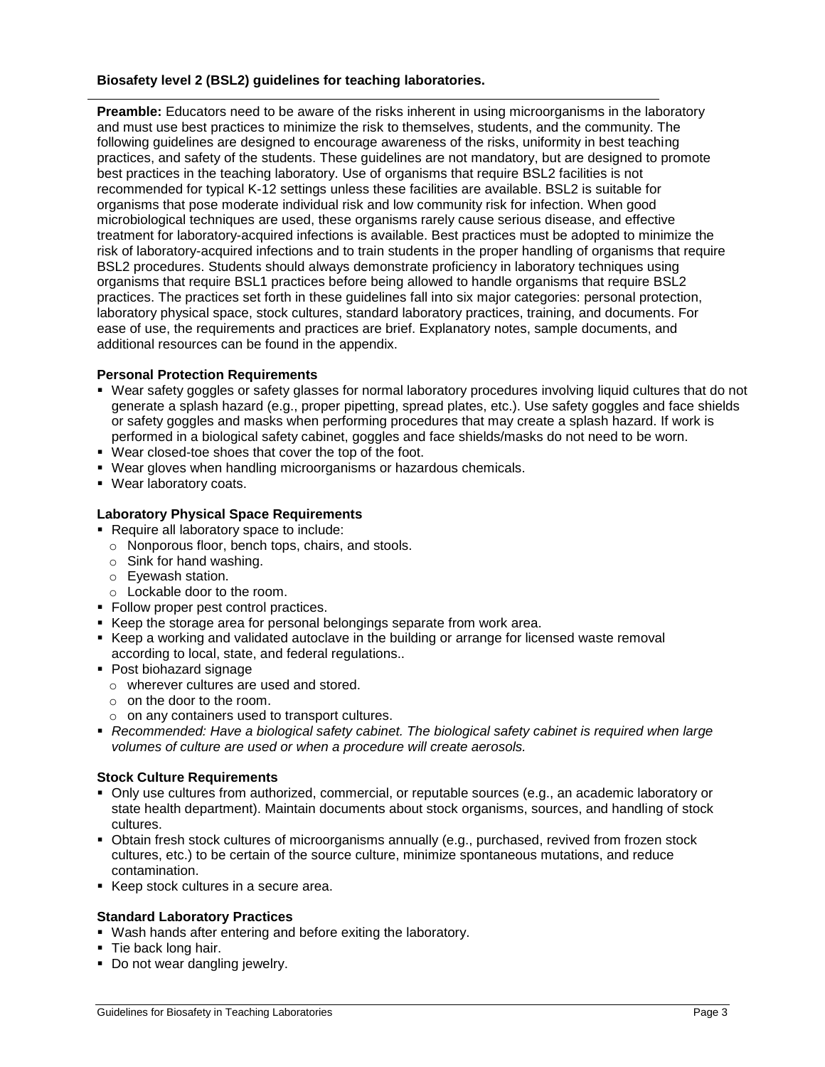**Biosafety level 2 (BSL2) guidelines for teaching laboratories.**

**Preamble:** Educators need to be aware of the risks inherent in using microorganisms in the laboratory and must use best practices to minimize the risk to themselves, students, and the community. The following guidelines are designed to encourage awareness of the risks, uniformity in best teaching practices, and safety of the students. These guidelines are not mandatory, but are designed to promote best practices in the teaching laboratory. Use of organisms that require BSL2 facilities is not recommended for typical K-12 settings unless these facilities are available. BSL2 is suitable for organisms that pose moderate individual risk and low community risk for infection. When good microbiological techniques are used, these organisms rarely cause serious disease, and effective treatment for laboratory-acquired infections is available. Best practices must be adopted to minimize the risk of laboratory-acquired infections and to train students in the proper handling of organisms that require BSL2 procedures. Students should always demonstrate proficiency in laboratory techniques using organisms that require BSL1 practices before being allowed to handle organisms that require BSL2 practices. The practices set forth in these guidelines fall into six major categories: personal protection, laboratory physical space, stock cultures, standard laboratory practices, training, and documents. For ease of use, the requirements and practices are brief. Explanatory notes, sample documents, and additional resources can be found in the appendix.

**Personal Protection Requirements**

- Wear safety goggles or safety glasses for normal laboratory procedures involving liquid cultures that do not generate a splash hazard (e.g., proper pipetting, spread plates, etc.). Use safety goggles and face shields or safety goggles and masks when performing procedures that may create a splash hazard. If work is performed in a biological safety cabinet, goggles and face shields/masks do not need to be worn.
- Wear closed-toe shoes that cover the top of the foot.
- Wear gloves when handling microorganisms or hazardous chemicals.
- Wear laboratory coats.

**Laboratory Physical Space Requirements**

- Require all laboratory space to include:
  - Nonporous floor, bench tops, chairs, and stools.
  - Sink for hand washing.
  - Eyewash station.
  - Lockable door to the room.
- Follow proper pest control practices.
- Keep the storage area for personal belongings separate from work area.
- Keep a working and validated autoclave in the building or arrange for licensed waste removal according to local, state, and federal regulations..
- Post biohazard signage
  - wherever cultures are used and stored.
  - on the door to the room.
  - on any containers used to transport cultures.
- *Recommended: Have a biological safety cabinet. The biological safety cabinet is required when large volumes of culture are used or when a procedure will create aerosols.*

**Stock Culture Requirements**

- Only use cultures from authorized, commercial, or reputable sources (e.g., an academic laboratory or state health department). Maintain documents about stock organisms, sources, and handling of stock cultures.
- Obtain fresh stock cultures of microorganisms annually (e.g., purchased, revived from frozen stock cultures, etc.) to be certain of the source culture, minimize spontaneous mutations, and reduce contamination.
- Keep stock cultures in a secure area.

**Standard Laboratory Practices**

- Wash hands after entering and before exiting the laboratory.
- Tie back long hair.
- Do not wear dangling jewelry.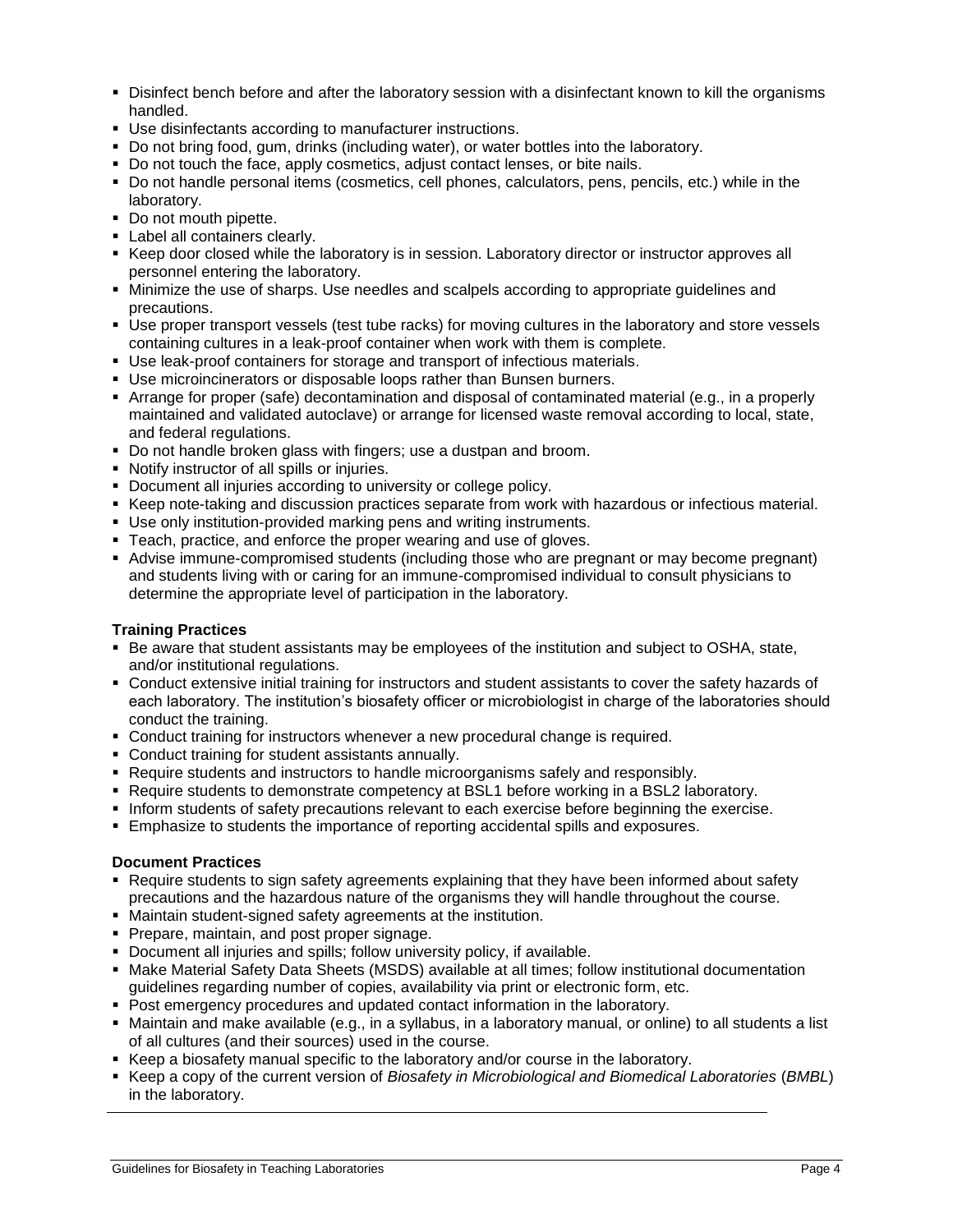- Disinfect bench before and after the laboratory session with a disinfectant known to kill the organisms handled.
- Use disinfectants according to manufacturer instructions.
- Do not bring food, gum, drinks (including water), or water bottles into the laboratory.
- Do not touch the face, apply cosmetics, adjust contact lenses, or bite nails.
- Do not handle personal items (cosmetics, cell phones, calculators, pens, pencils, etc.) while in the laboratory.
- Do not mouth pipette.
- Label all containers clearly.
- Keep door closed while the laboratory is in session. Laboratory director or instructor approves all personnel entering the laboratory.
- Minimize the use of sharps. Use needles and scalpels according to appropriate guidelines and precautions.
- Use proper transport vessels (test tube racks) for moving cultures in the laboratory and store vessels containing cultures in a leak-proof container when work with them is complete.
- Use leak-proof containers for storage and transport of infectious materials.
- Use microincinerators or disposable loops rather than Bunsen burners.
- Arrange for proper (safe) decontamination and disposal of contaminated material (e.g., in a properly maintained and validated autoclave) or arrange for licensed waste removal according to local, state, and federal regulations.
- Do not handle broken glass with fingers; use a dustpan and broom.
- Notify instructor of all spills or injuries.
- Document all injuries according to university or college policy.
- Keep note-taking and discussion practices separate from work with hazardous or infectious material.
- Use only institution-provided marking pens and writing instruments.
- Teach, practice, and enforce the proper wearing and use of gloves.
- Advise immune-compromised students (including those who are pregnant or may become pregnant) and students living with or caring for an immune-compromised individual to consult physicians to determine the appropriate level of participation in the laboratory.

**Training Practices**

- Be aware that student assistants may be employees of the institution and subject to OSHA, state, and/or institutional regulations.
- Conduct extensive initial training for instructors and student assistants to cover the safety hazards of each laboratory. The institution's biosafety officer or microbiologist in charge of the laboratories should conduct the training.
- Conduct training for instructors whenever a new procedural change is required.
- Conduct training for student assistants annually.
- Require students and instructors to handle microorganisms safely and responsibly.
- Require students to demonstrate competency at BSL1 before working in a BSL2 laboratory.
- Inform students of safety precautions relevant to each exercise before beginning the exercise.
- Emphasize to students the importance of reporting accidental spills and exposures.

**Document Practices**

- Require students to sign safety agreements explaining that they have been informed about safety precautions and the hazardous nature of the organisms they will handle throughout the course.
- Maintain student-signed safety agreements at the institution.
- Prepare, maintain, and post proper signage.
- Document all injuries and spills; follow university policy, if available.
- Make Material Safety Data Sheets (MSDS) available at all times; follow institutional documentation guidelines regarding number of copies, availability via print or electronic form, etc.
- Post emergency procedures and updated contact information in the laboratory.
- Maintain and make available (e.g., in a syllabus, in a laboratory manual, or online) to all students a list of all cultures (and their sources) used in the course.
- Keep a biosafety manual specific to the laboratory and/or course in the laboratory.
- Keep a copy of the current version of *Biosafety in Microbiological and Biomedical Laboratories* (*BMBL*) in the laboratory.